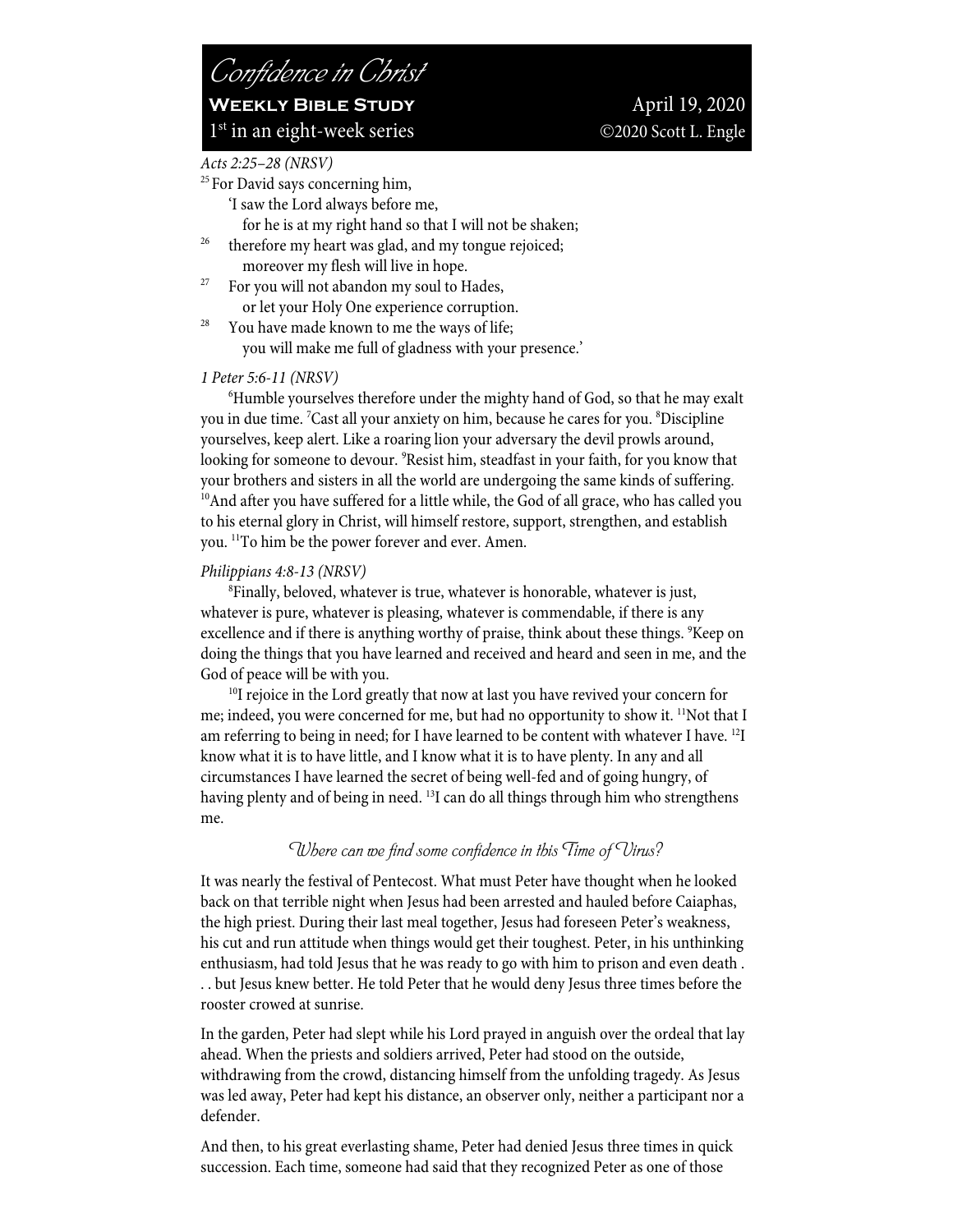# *Confidence in Christ*

**Weekly Bible Study** April 19, 2020

1st in an eight-week series ©2020 Scott L. Engle

*Acts 2:25–28 (NRSV)*

25 For David says concerning him,
'I saw the Lord always before me,
for he is at my right hand so that I will not be shaken;
26 therefore my heart was glad, and my tongue rejoiced;
moreover my flesh will live in hope.
27 For you will not abandon my soul to Hades,
or let your Holy One experience corruption.
28 You have made known to me the ways of life;
you will make me full of gladness with your presence.'

*1 Peter 5:6-11 (NRSV)*

6Humble yourselves therefore under the mighty hand of God, so that he may exalt you in due time. 7Cast all your anxiety on him, because he cares for you. 8Discipline yourselves, keep alert. Like a roaring lion your adversary the devil prowls around, looking for someone to devour. 9Resist him, steadfast in your faith, for you know that your brothers and sisters in all the world are undergoing the same kinds of suffering. 10And after you have suffered for a little while, the God of all grace, who has called you to his eternal glory in Christ, will himself restore, support, strengthen, and establish you. 11To him be the power forever and ever. Amen.

*Philippians 4:8-13 (NRSV)*

8Finally, beloved, whatever is true, whatever is honorable, whatever is just, whatever is pure, whatever is pleasing, whatever is commendable, if there is any excellence and if there is anything worthy of praise, think about these things. 9Keep on doing the things that you have learned and received and heard and seen in me, and the God of peace will be with you.

10I rejoice in the Lord greatly that now at last you have revived your concern for me; indeed, you were concerned for me, but had no opportunity to show it. 11Not that I am referring to being in need; for I have learned to be content with whatever I have. 12I know what it is to have little, and I know what it is to have plenty. In any and all circumstances I have learned the secret of being well-fed and of going hungry, of having plenty and of being in need. 13I can do all things through him who strengthens me.

## *Where can we find some confidence in this Time of Virus?*

It was nearly the festival of Pentecost. What must Peter have thought when he looked back on that terrible night when Jesus had been arrested and hauled before Caiaphas, the high priest. During their last meal together, Jesus had foreseen Peter's weakness, his cut and run attitude when things would get their toughest. Peter, in his unthinking enthusiasm, had told Jesus that he was ready to go with him to prison and even death . . . but Jesus knew better. He told Peter that he would deny Jesus three times before the rooster crowed at sunrise.

In the garden, Peter had slept while his Lord prayed in anguish over the ordeal that lay ahead. When the priests and soldiers arrived, Peter had stood on the outside, withdrawing from the crowd, distancing himself from the unfolding tragedy. As Jesus was led away, Peter had kept his distance, an observer only, neither a participant nor a defender.

And then, to his great everlasting shame, Peter had denied Jesus three times in quick succession. Each time, someone had said that they recognized Peter as one of those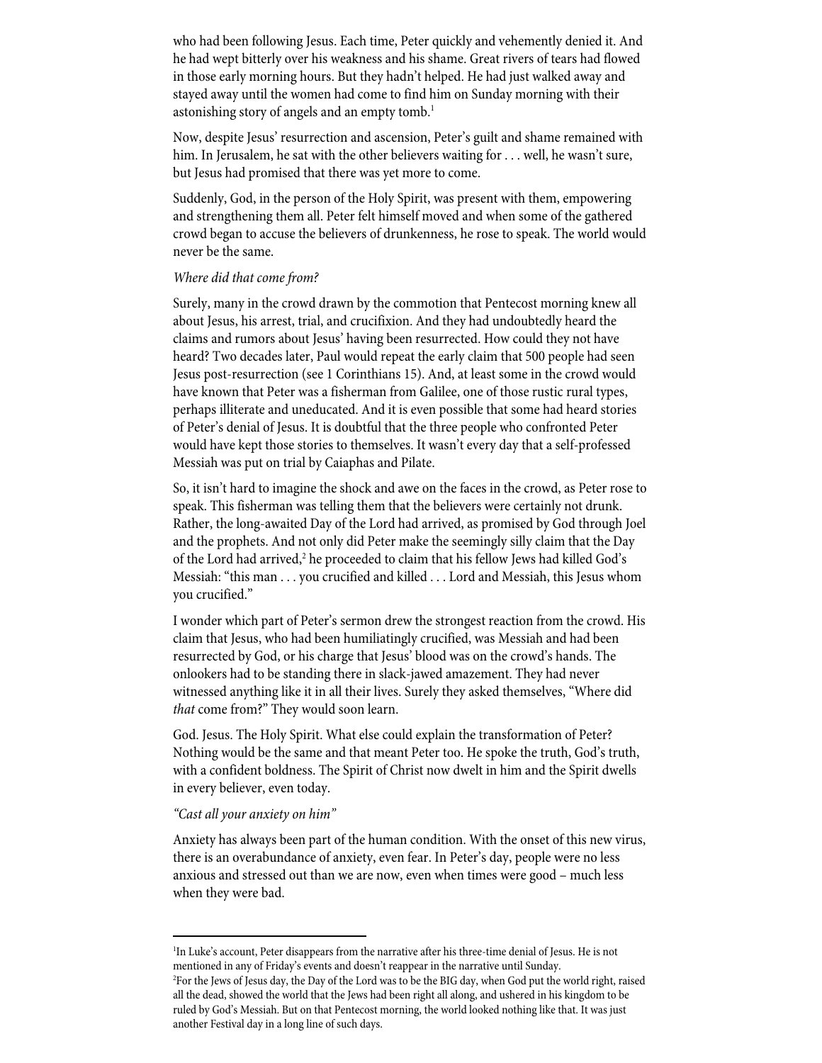who had been following Jesus. Each time, Peter quickly and vehemently denied it. And he had wept bitterly over his weakness and his shame. Great rivers of tears had flowed in those early morning hours. But they hadn't helped. He had just walked away and stayed away until the women had come to find him on Sunday morning with their astonishing story of angels and an empty tomb.[1]

Now, despite Jesus' resurrection and ascension, Peter's guilt and shame remained with him. In Jerusalem, he sat with the other believers waiting for . . . well, he wasn't sure, but Jesus had promised that there was yet more to come.

Suddenly, God, in the person of the Holy Spirit, was present with them, empowering and strengthening them all. Peter felt himself moved and when some of the gathered crowd began to accuse the believers of drunkenness, he rose to speak. The world would never be the same.

*Where did that come from?*

Surely, many in the crowd drawn by the commotion that Pentecost morning knew all about Jesus, his arrest, trial, and crucifixion. And they had undoubtedly heard the claims and rumors about Jesus' having been resurrected. How could they not have heard? Two decades later, Paul would repeat the early claim that 500 people had seen Jesus post-resurrection (see 1 Corinthians 15). And, at least some in the crowd would have known that Peter was a fisherman from Galilee, one of those rustic rural types, perhaps illiterate and uneducated. And it is even possible that some had heard stories of Peter's denial of Jesus. It is doubtful that the three people who confronted Peter would have kept those stories to themselves. It wasn't every day that a self-professed Messiah was put on trial by Caiaphas and Pilate.

So, it isn't hard to imagine the shock and awe on the faces in the crowd, as Peter rose to speak. This fisherman was telling them that the believers were certainly not drunk. Rather, the long-awaited Day of the Lord had arrived, as promised by God through Joel and the prophets. And not only did Peter make the seemingly silly claim that the Day of the Lord had arrived,[2] he proceeded to claim that his fellow Jews had killed God's Messiah: "this man . . . you crucified and killed . . . Lord and Messiah, this Jesus whom you crucified."

I wonder which part of Peter's sermon drew the strongest reaction from the crowd. His claim that Jesus, who had been humiliatingly crucified, was Messiah and had been resurrected by God, or his charge that Jesus' blood was on the crowd's hands. The onlookers had to be standing there in slack-jawed amazement. They had never witnessed anything like it in all their lives. Surely they asked themselves, "Where did *that* come from?" They would soon learn.

God. Jesus. The Holy Spirit. What else could explain the transformation of Peter? Nothing would be the same and that meant Peter too. He spoke the truth, God's truth, with a confident boldness. The Spirit of Christ now dwelt in him and the Spirit dwells in every believer, even today.

*"Cast all your anxiety on him"*

Anxiety has always been part of the human condition. With the onset of this new virus, there is an overabundance of anxiety, even fear. In Peter's day, people were no less anxious and stressed out than we are now, even when times were good – much less when they were bad.

---

[1]In Luke's account, Peter disappears from the narrative after his three-time denial of Jesus. He is not mentioned in any of Friday's events and doesn't reappear in the narrative until Sunday.

[2]For the Jews of Jesus day, the Day of the Lord was to be the BIG day, when God put the world right, raised all the dead, showed the world that the Jews had been right all along, and ushered in his kingdom to be ruled by God's Messiah. But on that Pentecost morning, the world looked nothing like that. It was just another Festival day in a long line of such days.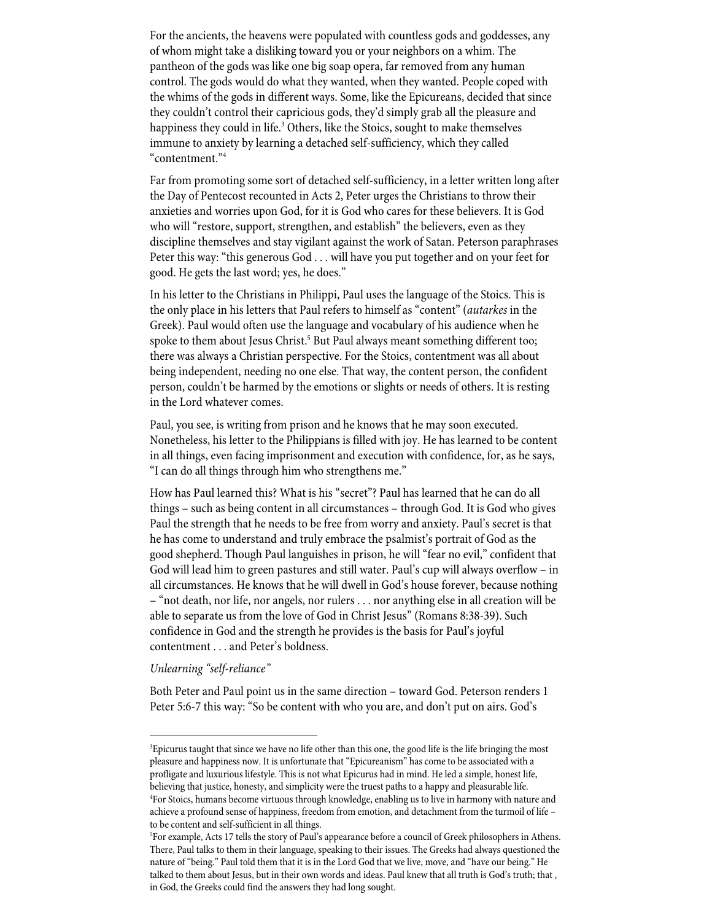For the ancients, the heavens were populated with countless gods and goddesses, any of whom might take a disliking toward you or your neighbors on a whim. The pantheon of the gods was like one big soap opera, far removed from any human control. The gods would do what they wanted, when they wanted. People coped with the whims of the gods in different ways. Some, like the Epicureans, decided that since they couldn't control their capricious gods, they'd simply grab all the pleasure and happiness they could in life.[3] Others, like the Stoics, sought to make themselves immune to anxiety by learning a detached self-sufficiency, which they called "contentment."[4]

Far from promoting some sort of detached self-sufficiency, in a letter written long after the Day of Pentecost recounted in Acts 2, Peter urges the Christians to throw their anxieties and worries upon God, for it is God who cares for these believers. It is God who will "restore, support, strengthen, and establish" the believers, even as they discipline themselves and stay vigilant against the work of Satan. Peterson paraphrases Peter this way: "this generous God . . . will have you put together and on your feet for good. He gets the last word; yes, he does."

In his letter to the Christians in Philippi, Paul uses the language of the Stoics. This is the only place in his letters that Paul refers to himself as "content" (*autarkes* in the Greek). Paul would often use the language and vocabulary of his audience when he spoke to them about Jesus Christ.[5] But Paul always meant something different too; there was always a Christian perspective. For the Stoics, contentment was all about being independent, needing no one else. That way, the content person, the confident person, couldn't be harmed by the emotions or slights or needs of others. It is resting in the Lord whatever comes.

Paul, you see, is writing from prison and he knows that he may soon executed. Nonetheless, his letter to the Philippians is filled with joy. He has learned to be content in all things, even facing imprisonment and execution with confidence, for, as he says, "I can do all things through him who strengthens me."

How has Paul learned this? What is his "secret"? Paul has learned that he can do all things – such as being content in all circumstances – through God. It is God who gives Paul the strength that he needs to be free from worry and anxiety. Paul's secret is that he has come to understand and truly embrace the psalmist's portrait of God as the good shepherd. Though Paul languishes in prison, he will "fear no evil," confident that God will lead him to green pastures and still water. Paul's cup will always overflow – in all circumstances. He knows that he will dwell in God's house forever, because nothing – "not death, nor life, nor angels, nor rulers . . . nor anything else in all creation will be able to separate us from the love of God in Christ Jesus" (Romans 8:38-39). Such confidence in God and the strength he provides is the basis for Paul's joyful contentment . . . and Peter's boldness.

*Unlearning "self-reliance"*

Both Peter and Paul point us in the same direction – toward God. Peterson renders 1 Peter 5:6-7 this way: "So be content with who you are, and don't put on airs. God's

---

[3] Epicurus taught that since we have no life other than this one, the good life is the life bringing the most pleasure and happiness now. It is unfortunate that "Epicureanism" has come to be associated with a profligate and luxurious lifestyle. This is not what Epicurus had in mind. He led a simple, honest life, believing that justice, honesty, and simplicity were the truest paths to a happy and pleasurable life.

[4] For Stoics, humans become virtuous through knowledge, enabling us to live in harmony with nature and achieve a profound sense of happiness, freedom from emotion, and detachment from the turmoil of life – to be content and self-sufficient in all things.

[5] For example, Acts 17 tells the story of Paul's appearance before a council of Greek philosophers in Athens. There, Paul talks to them in their language, speaking to their issues. The Greeks had always questioned the nature of "being." Paul told them that it is in the Lord God that we live, move, and "have our being." He talked to them about Jesus, but in their own words and ideas. Paul knew that all truth is God's truth; that , in God, the Greeks could find the answers they had long sought.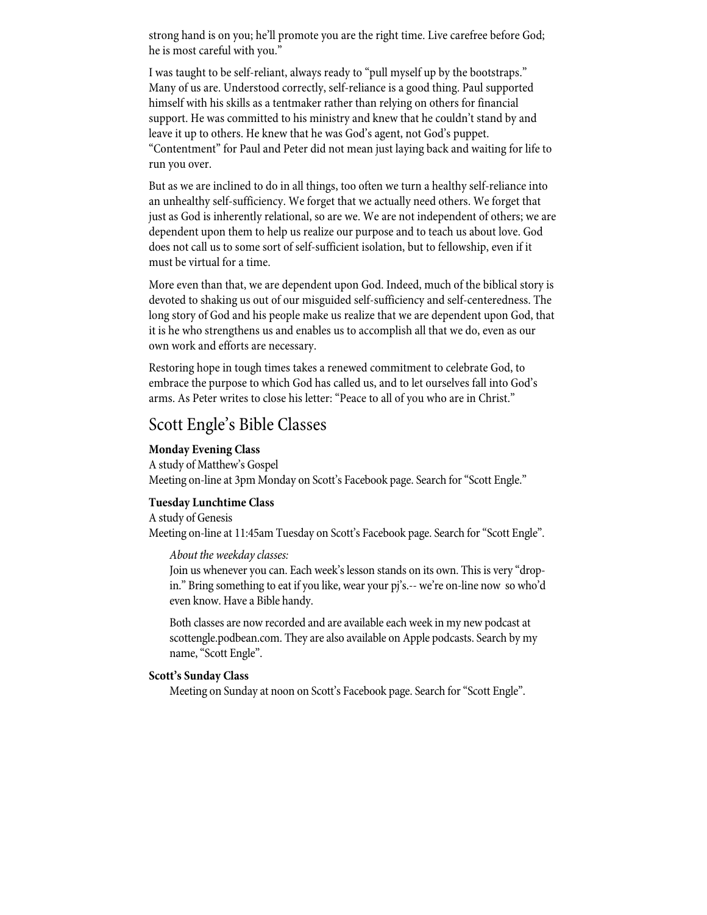strong hand is on you; he'll promote you are the right time. Live carefree before God; he is most careful with you."

I was taught to be self-reliant, always ready to "pull myself up by the bootstraps." Many of us are. Understood correctly, self-reliance is a good thing. Paul supported himself with his skills as a tentmaker rather than relying on others for financial support. He was committed to his ministry and knew that he couldn't stand by and leave it up to others. He knew that he was God's agent, not God's puppet. "Contentment" for Paul and Peter did not mean just laying back and waiting for life to run you over.

But as we are inclined to do in all things, too often we turn a healthy self-reliance into an unhealthy self-sufficiency. We forget that we actually need others. We forget that just as God is inherently relational, so are we. We are not independent of others; we are dependent upon them to help us realize our purpose and to teach us about love. God does not call us to some sort of self-sufficient isolation, but to fellowship, even if it must be virtual for a time.

More even than that, we are dependent upon God. Indeed, much of the biblical story is devoted to shaking us out of our misguided self-sufficiency and self-centeredness. The long story of God and his people make us realize that we are dependent upon God, that it is he who strengthens us and enables us to accomplish all that we do, even as our own work and efforts are necessary.

Restoring hope in tough times takes a renewed commitment to celebrate God, to embrace the purpose to which God has called us, and to let ourselves fall into God's arms. As Peter writes to close his letter: "Peace to all of you who are in Christ."

## Scott Engle's Bible Classes

**Monday Evening Class**
A study of Matthew's Gospel
Meeting on-line at 3pm Monday on Scott's Facebook page. Search for "Scott Engle."

**Tuesday Lunchtime Class**
A study of Genesis
Meeting on-line at 11:45am Tuesday on Scott's Facebook page. Search for "Scott Engle".

*About the weekday classes:*
Join us whenever you can. Each week's lesson stands on its own. This is very "drop-in." Bring something to eat if you like, wear your pj's.-- we're on-line now so who'd even know. Have a Bible handy.

Both classes are now recorded and are available each week in my new podcast at scottengle.podbean.com. They are also available on Apple podcasts. Search by my name, "Scott Engle".

**Scott's Sunday Class**
Meeting on Sunday at noon on Scott's Facebook page. Search for "Scott Engle".